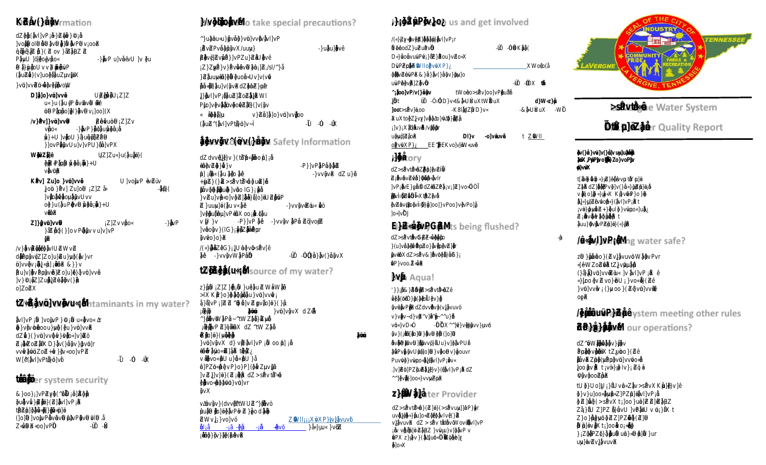## ...rmation

## ...o take special precautions?

## ... us and get involved

## ...e Water System

## ...r Quality Report

## ...ory

## ...Safety Information

## ...ts being flushed?

## ...source of my water?

## ... Aqua!

## ...ntaminants in my water?

## ...er system security

## ...ng water safe?

## ...ystem meeting other rules

## ... our operations?

## ...ter Provider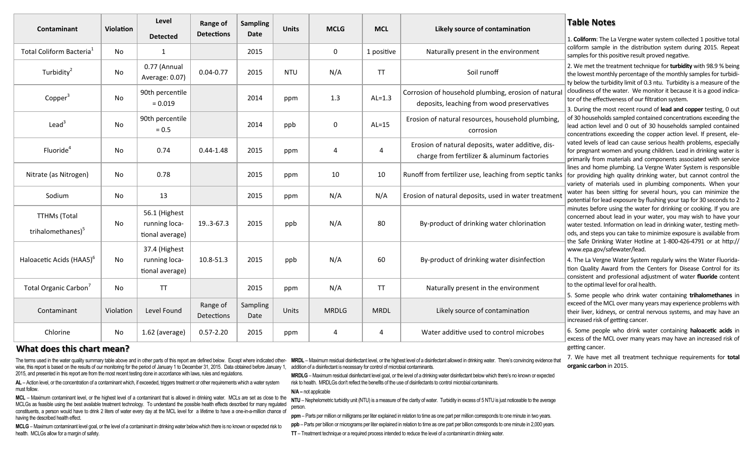| Contaminant | Violation | Level Detected | Range of Detections | Sampling Date | Units | MCLG | MCL | Likely source of contamination |
|---|---|---|---|---|---|---|---|---|
| Total Coliform Bacteria[1] | No | 1 | | 2015 | | 0 | 1 positive | Naturally present in the environment |
| Turbidity[2] | No | 0.77 (Annual Average: 0.07) | 0.04-0.77 | 2015 | NTU | N/A | TT | Soil runoff |
| Copper[3] | No | 90th percentile = 0.019 | | 2014 | ppm | 1.3 | AL=1.3 | Corrosion of household plumbing, erosion of natural deposits, leaching from wood preservatives |
| Lead[3] | No | 90th percentile = 0.5 | | 2014 | ppb | 0 | AL=15 | Erosion of natural resources, household plumbing, corrosion |
| Fluoride[4] | No | 0.74 | 0.44-1.48 | 2015 | ppm | 4 | 4 | Erosion of natural deposits, water additive, discharge from fertilizer & aluminum factories |
| Nitrate (as Nitrogen) | No | 0.78 | | 2015 | ppm | 10 | 10 | Runoff from fertilizer use, leaching from septic tanks |
| Sodium | No | 13 | | 2015 | ppm | N/A | N/A | Erosion of natural deposits, used in water treatment |
| TTHMs (Total trihalomethanes)[5] | No | 56.1 (Highest running locational average) | 19..3-67.3 | 2015 | ppb | N/A | 80 | By-product of drinking water chlorination |
| Haloacetic Acids (HAA5)[6] | No | 37.4 (Highest running locational average) | 10.8-51.3 | 2015 | ppb | N/A | 60 | By-product of drinking water disinfection |
| Total Organic Carbon[7] | No | TT | | 2015 | ppm | N/A | TT | Naturally present in the environment |
| Contaminant | Violation | Level Found | Range of Detections | Sampling Date | Units | MRDLG | MRDL | Likely source of contamination |
| Chlorine | No | 1.62 (average) | 0.57-2.20 | 2015 | ppm | 4 | 4 | Water additive used to control microbes |

## What does this chart mean?

The terms used in the water quality summary table above and in other parts of this report are defined below. Except where indicated otherwise, this report is based on the results of our monitoring for the period of January 1 to December 31, 2015. Data obtained before January 1, 2015, and presented in this report are from the most recent testing done in accordance with laws, rules and regulations.

**AL** – Action level, or the concentration of a contaminant which, if exceeded, triggers treatment or other requirements which a water system must follow.

**MCL** – Maximum contaminant level, or the highest level of a contaminant that is allowed in drinking water. MCLs are set as close to the MCLGs as feasible using the best available treatment technology. To understand the possible health effects described for many regulated constituents, a person would have to drink 2 liters of water every day at the MCL level for a lifetime to have a one-in-a-million chance of having the described health effect.

**MCLG** – Maximum contaminant level goal, or the level of a contaminant in drinking water below which there is no known or expected risk to health. MCLGs allow for a margin of safety.

**MRDL** – Maximum residual disinfectant level, or the highest level of a disinfectant allowed in drinking water. There's convincing evidence that addition of a disinfectant is necessary for control of microbial contaminants.

**MRDLG** – Maximum residual disinfectant level goal, or the level of a drinking water disinfectant below which there's no known or expected risk to health. MRDLGs don't reflect the benefits of the use of disinfectants to control microbial contaminants.

**N/A** – not applicable

**NTU** – Nephelometric turbidity unit (NTU) is a measure of the clarity of water. Turbidity in excess of 5 NTU is just noticeable to the average person.

**ppm** – Parts per million or milligrams per liter explained in relation to time as one part per million corresponds to one minute in two years.

**ppb** – Parts per billion or micrograms per liter explained in relation to time as one part per billion corresponds to one minute in 2,000 years.

**TT** – Treatment technique or a required process intended to reduce the level of a contaminant in drinking water.

## Table Notes

1. **Coliform**: The La Vergne water system collected 1 positive total coliform sample in the distribution system during 2015. Repeat samples for this positive result proved negative.

2. We met the treatment technique for **turbidity** with 98.9 % being the lowest monthly percentage of the monthly samples for turbidity below the turbidity limit of 0.3 ntu. Turbidity is a measure of the cloudiness of the water. We monitor it because it is a good indicator of the effectiveness of our filtration system.

3. During the most recent round of **lead and copper** testing, 0 out of 30 households sampled contained concentrations exceeding the lead action level and 0 out of 30 households sampled contained concentrations exceeding the copper action level. If present, elevated levels of lead can cause serious health problems, especially for pregnant women and young children. Lead in drinking water is primarily from materials and components associated with service lines and home plumbing. La Vergne Water System is responsible for providing high quality drinking water, but cannot control the variety of materials used in plumbing components. When your water has been sitting for several hours, you can minimize the potential for lead exposure by flushing your tap for 30 seconds to 2 minutes before using the water for drinking or cooking. If you are concerned about lead in your water, you may wish to have your water tested. Information on lead in drinking water, testing methods, and steps you can take to minimize exposure is available from the Safe Drinking Water Hotline at 1-800-426-4791 or at http://www.epa.gov/safewater/lead.

4. The La Vergne Water System regularly wins the Water Fluoridation Quality Award from the Centers for Disease Control for its consistent and professional adjustment of water **fluoride** content to the optimal level for oral health.

5. Some people who drink water containing **trihalomethanes** in exceed of the MCL over many years may experience problems with their liver, kidneys, or central nervous systems, and may have an increased risk of getting cancer.

6. Some people who drink water containing **haloacetic acids** in excess of the MCL over many years may have an increased risk of getting cancer.

7. We have met all treatment technique requirements for **total organic carbon** in 2015.